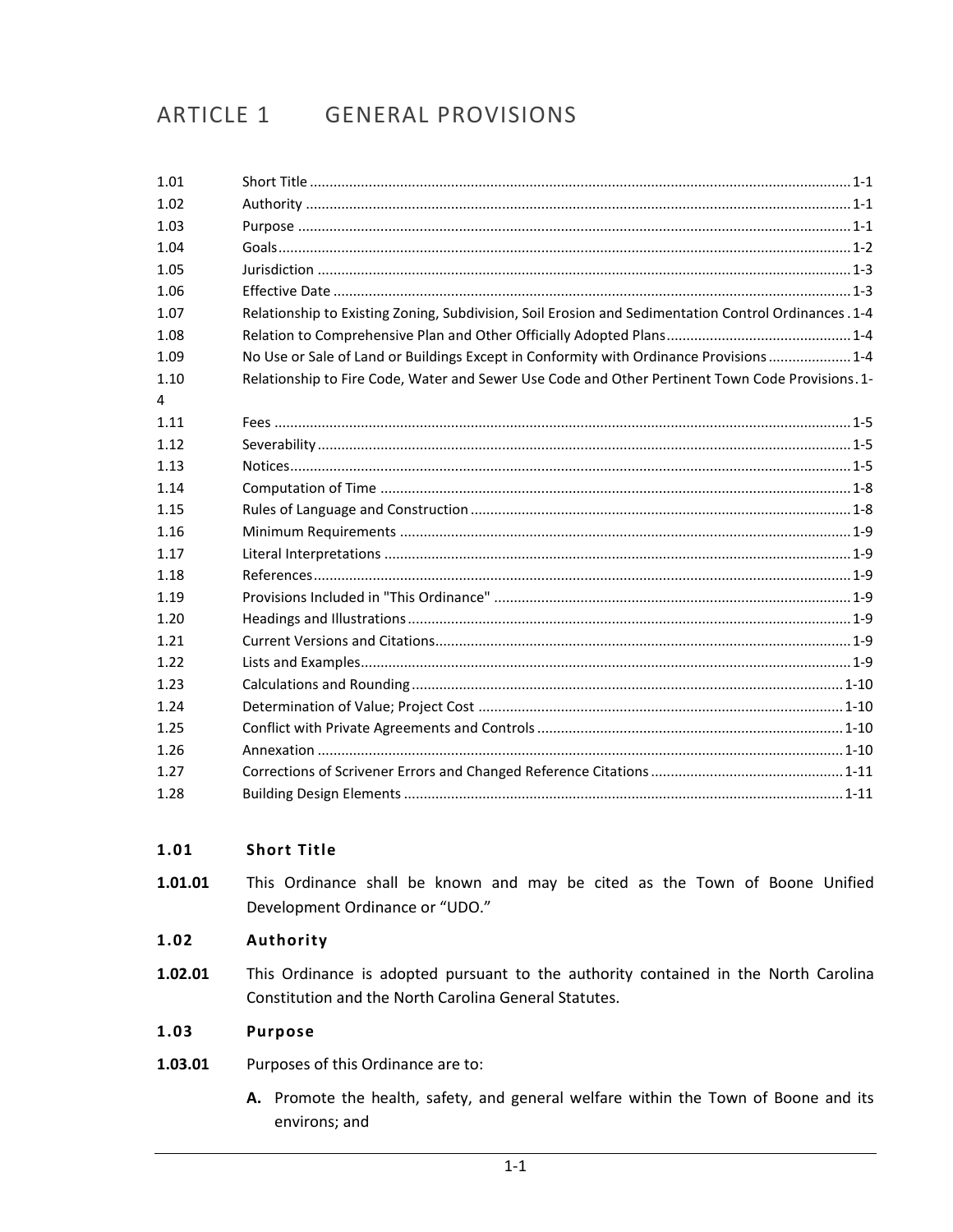# ARTICLE 1 GENERAL PROVISIONS

| | | |
|---|---|---|
| 1.01 | Short Title | 1-1 |
| 1.02 | Authority | 1-1 |
| 1.03 | Purpose | 1-1 |
| 1.04 | Goals | 1-2 |
| 1.05 | Jurisdiction | 1-3 |
| 1.06 | Effective Date | 1-3 |
| 1.07 | Relationship to Existing Zoning, Subdivision, Soil Erosion and Sedimentation Control Ordinances | 1-4 |
| 1.08 | Relation to Comprehensive Plan and Other Officially Adopted Plans | 1-4 |
| 1.09 | No Use or Sale of Land or Buildings Except in Conformity with Ordinance Provisions | 1-4 |
| 1.10 | Relationship to Fire Code, Water and Sewer Use Code and Other Pertinent Town Code Provisions | 1-4 |
| 1.11 | Fees | 1-5 |
| 1.12 | Severability | 1-5 |
| 1.13 | Notices | 1-5 |
| 1.14 | Computation of Time | 1-8 |
| 1.15 | Rules of Language and Construction | 1-8 |
| 1.16 | Minimum Requirements | 1-9 |
| 1.17 | Literal Interpretations | 1-9 |
| 1.18 | References | 1-9 |
| 1.19 | Provisions Included in "This Ordinance" | 1-9 |
| 1.20 | Headings and Illustrations | 1-9 |
| 1.21 | Current Versions and Citations | 1-9 |
| 1.22 | Lists and Examples | 1-9 |
| 1.23 | Calculations and Rounding | 1-10 |
| 1.24 | Determination of Value; Project Cost | 1-10 |
| 1.25 | Conflict with Private Agreements and Controls | 1-10 |
| 1.26 | Annexation | 1-10 |
| 1.27 | Corrections of Scrivener Errors and Changed Reference Citations | 1-11 |
| 1.28 | Building Design Elements | 1-11 |

### 1.01 Short Title

**1.01.01** This Ordinance shall be known and may be cited as the Town of Boone Unified Development Ordinance or "UDO."

### 1.02 Authority

**1.02.01** This Ordinance is adopted pursuant to the authority contained in the North Carolina Constitution and the North Carolina General Statutes.

### 1.03 Purpose

**1.03.01** Purposes of this Ordinance are to:

**A.** Promote the health, safety, and general welfare within the Town of Boone and its environs; and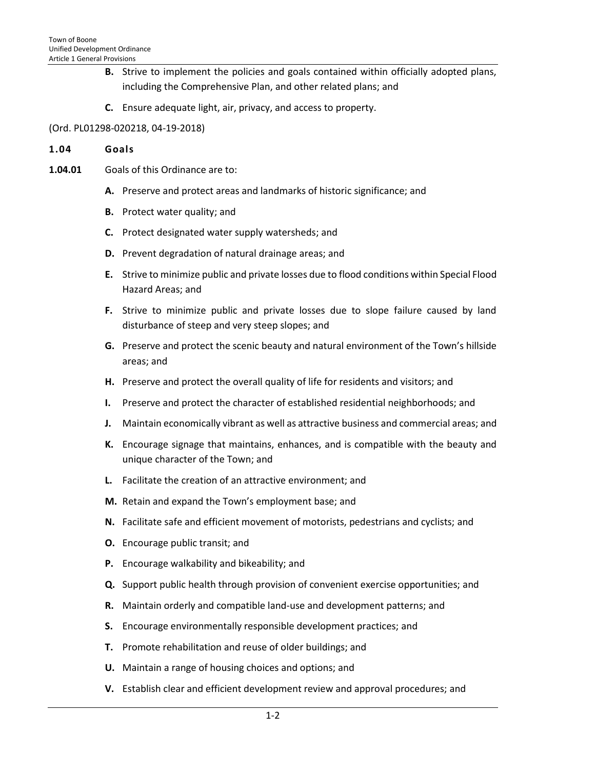**B.** Strive to implement the policies and goals contained within officially adopted plans, including the Comprehensive Plan, and other related plans; and

**C.** Ensure adequate light, air, privacy, and access to property.

(Ord. PL01298-020218, 04-19-2018)

## 1.04 Goals

**1.04.01** Goals of this Ordinance are to:

**A.** Preserve and protect areas and landmarks of historic significance; and

**B.** Protect water quality; and

**C.** Protect designated water supply watersheds; and

**D.** Prevent degradation of natural drainage areas; and

**E.** Strive to minimize public and private losses due to flood conditions within Special Flood Hazard Areas; and

**F.** Strive to minimize public and private losses due to slope failure caused by land disturbance of steep and very steep slopes; and

**G.** Preserve and protect the scenic beauty and natural environment of the Town's hillside areas; and

**H.** Preserve and protect the overall quality of life for residents and visitors; and

**I.** Preserve and protect the character of established residential neighborhoods; and

**J.** Maintain economically vibrant as well as attractive business and commercial areas; and

**K.** Encourage signage that maintains, enhances, and is compatible with the beauty and unique character of the Town; and

**L.** Facilitate the creation of an attractive environment; and

**M.** Retain and expand the Town's employment base; and

**N.** Facilitate safe and efficient movement of motorists, pedestrians and cyclists; and

**O.** Encourage public transit; and

**P.** Encourage walkability and bikeability; and

**Q.** Support public health through provision of convenient exercise opportunities; and

**R.** Maintain orderly and compatible land-use and development patterns; and

**S.** Encourage environmentally responsible development practices; and

**T.** Promote rehabilitation and reuse of older buildings; and

**U.** Maintain a range of housing choices and options; and

**V.** Establish clear and efficient development review and approval procedures; and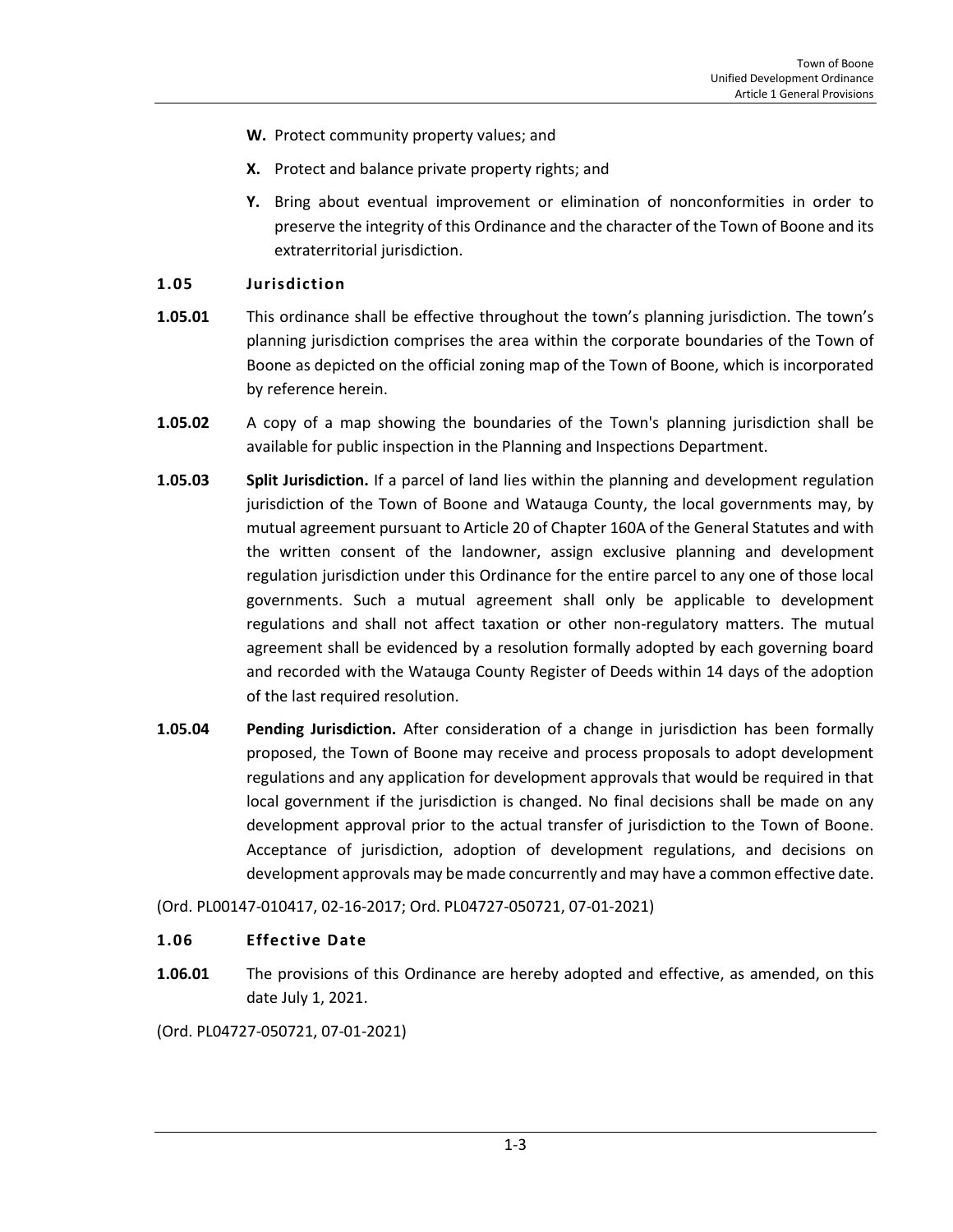**W.** Protect community property values; and

**X.** Protect and balance private property rights; and

**Y.** Bring about eventual improvement or elimination of nonconformities in order to preserve the integrity of this Ordinance and the character of the Town of Boone and its extraterritorial jurisdiction.

## 1.05 Jurisdiction

**1.05.01** This ordinance shall be effective throughout the town's planning jurisdiction. The town's planning jurisdiction comprises the area within the corporate boundaries of the Town of Boone as depicted on the official zoning map of the Town of Boone, which is incorporated by reference herein.

**1.05.02** A copy of a map showing the boundaries of the Town's planning jurisdiction shall be available for public inspection in the Planning and Inspections Department.

**1.05.03** **Split Jurisdiction.** If a parcel of land lies within the planning and development regulation jurisdiction of the Town of Boone and Watauga County, the local governments may, by mutual agreement pursuant to Article 20 of Chapter 160A of the General Statutes and with the written consent of the landowner, assign exclusive planning and development regulation jurisdiction under this Ordinance for the entire parcel to any one of those local governments. Such a mutual agreement shall only be applicable to development regulations and shall not affect taxation or other non-regulatory matters. The mutual agreement shall be evidenced by a resolution formally adopted by each governing board and recorded with the Watauga County Register of Deeds within 14 days of the adoption of the last required resolution.

**1.05.04** **Pending Jurisdiction.** After consideration of a change in jurisdiction has been formally proposed, the Town of Boone may receive and process proposals to adopt development regulations and any application for development approvals that would be required in that local government if the jurisdiction is changed. No final decisions shall be made on any development approval prior to the actual transfer of jurisdiction to the Town of Boone. Acceptance of jurisdiction, adoption of development regulations, and decisions on development approvals may be made concurrently and may have a common effective date.

(Ord. PL00147-010417, 02-16-2017; Ord. PL04727-050721, 07-01-2021)

## 1.06 Effective Date

**1.06.01** The provisions of this Ordinance are hereby adopted and effective, as amended, on this date July 1, 2021.

(Ord. PL04727-050721, 07-01-2021)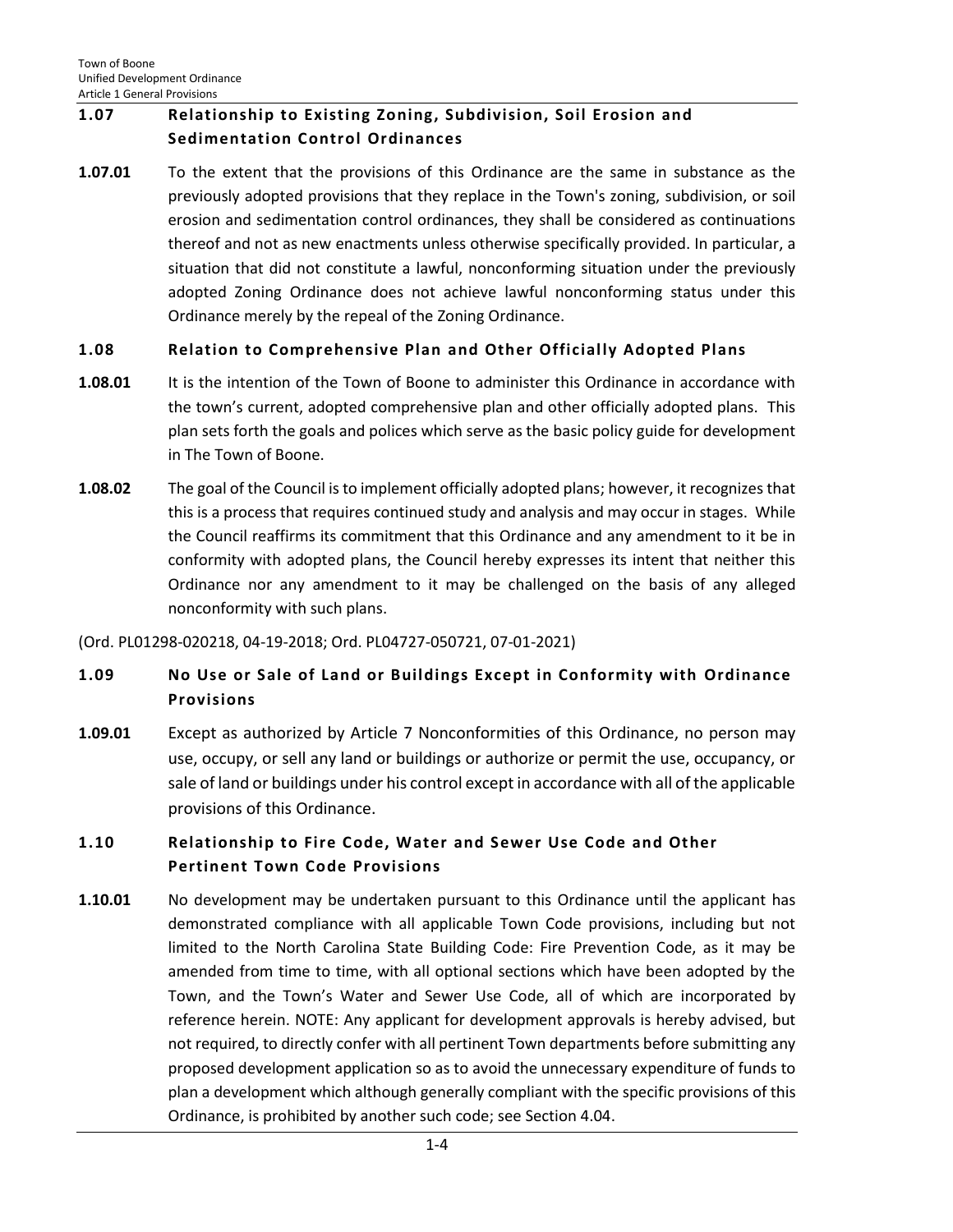## 1.07 Relationship to Existing Zoning, Subdivision, Soil Erosion and Sedimentation Control Ordinances

**1.07.01** To the extent that the provisions of this Ordinance are the same in substance as the previously adopted provisions that they replace in the Town's zoning, subdivision, or soil erosion and sedimentation control ordinances, they shall be considered as continuations thereof and not as new enactments unless otherwise specifically provided. In particular, a situation that did not constitute a lawful, nonconforming situation under the previously adopted Zoning Ordinance does not achieve lawful nonconforming status under this Ordinance merely by the repeal of the Zoning Ordinance.

## 1.08 Relation to Comprehensive Plan and Other Officially Adopted Plans

**1.08.01** It is the intention of the Town of Boone to administer this Ordinance in accordance with the town's current, adopted comprehensive plan and other officially adopted plans. This plan sets forth the goals and polices which serve as the basic policy guide for development in The Town of Boone.

**1.08.02** The goal of the Council is to implement officially adopted plans; however, it recognizes that this is a process that requires continued study and analysis and may occur in stages. While the Council reaffirms its commitment that this Ordinance and any amendment to it be in conformity with adopted plans, the Council hereby expresses its intent that neither this Ordinance nor any amendment to it may be challenged on the basis of any alleged nonconformity with such plans.

(Ord. PL01298-020218, 04-19-2018; Ord. PL04727-050721, 07-01-2021)

## 1.09 No Use or Sale of Land or Buildings Except in Conformity with Ordinance Provisions

**1.09.01** Except as authorized by Article 7 Nonconformities of this Ordinance, no person may use, occupy, or sell any land or buildings or authorize or permit the use, occupancy, or sale of land or buildings under his control except in accordance with all of the applicable provisions of this Ordinance.

## 1.10 Relationship to Fire Code, Water and Sewer Use Code and Other Pertinent Town Code Provisions

**1.10.01** No development may be undertaken pursuant to this Ordinance until the applicant has demonstrated compliance with all applicable Town Code provisions, including but not limited to the North Carolina State Building Code: Fire Prevention Code, as it may be amended from time to time, with all optional sections which have been adopted by the Town, and the Town's Water and Sewer Use Code, all of which are incorporated by reference herein. NOTE: Any applicant for development approvals is hereby advised, but not required, to directly confer with all pertinent Town departments before submitting any proposed development application so as to avoid the unnecessary expenditure of funds to plan a development which although generally compliant with the specific provisions of this Ordinance, is prohibited by another such code; see Section 4.04.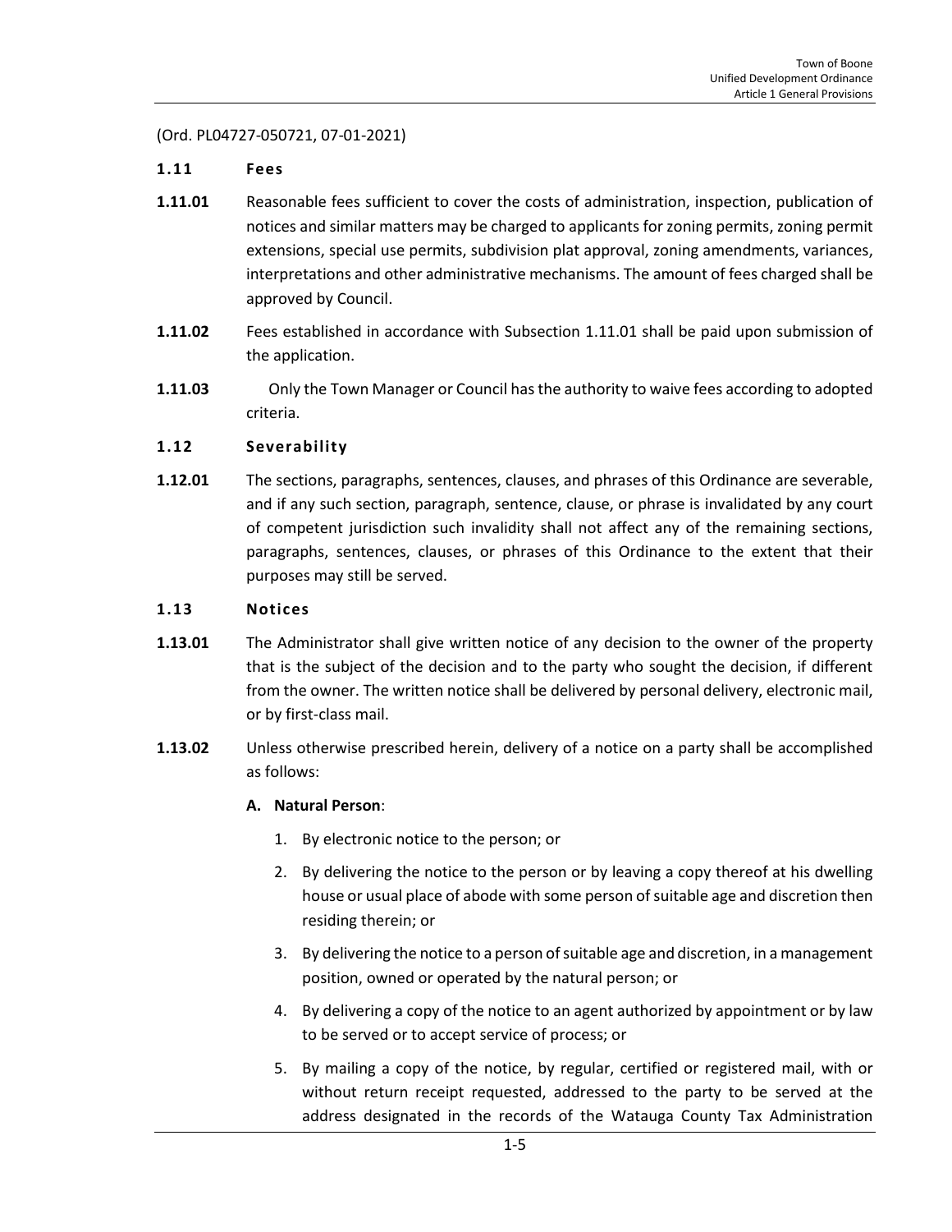(Ord. PL04727-050721, 07-01-2021)

## 1.11 Fees

**1.11.01** Reasonable fees sufficient to cover the costs of administration, inspection, publication of notices and similar matters may be charged to applicants for zoning permits, zoning permit extensions, special use permits, subdivision plat approval, zoning amendments, variances, interpretations and other administrative mechanisms. The amount of fees charged shall be approved by Council.

**1.11.02** Fees established in accordance with Subsection 1.11.01 shall be paid upon submission of the application.

**1.11.03** Only the Town Manager or Council has the authority to waive fees according to adopted criteria.

## 1.12 Severability

**1.12.01** The sections, paragraphs, sentences, clauses, and phrases of this Ordinance are severable, and if any such section, paragraph, sentence, clause, or phrase is invalidated by any court of competent jurisdiction such invalidity shall not affect any of the remaining sections, paragraphs, sentences, clauses, or phrases of this Ordinance to the extent that their purposes may still be served.

## 1.13 Notices

**1.13.01** The Administrator shall give written notice of any decision to the owner of the property that is the subject of the decision and to the party who sought the decision, if different from the owner. The written notice shall be delivered by personal delivery, electronic mail, or by first-class mail.

**1.13.02** Unless otherwise prescribed herein, delivery of a notice on a party shall be accomplished as follows:

**A. Natural Person**:

1. By electronic notice to the person; or
2. By delivering the notice to the person or by leaving a copy thereof at his dwelling house or usual place of abode with some person of suitable age and discretion then residing therein; or
3. By delivering the notice to a person of suitable age and discretion, in a management position, owned or operated by the natural person; or
4. By delivering a copy of the notice to an agent authorized by appointment or by law to be served or to accept service of process; or
5. By mailing a copy of the notice, by regular, certified or registered mail, with or without return receipt requested, addressed to the party to be served at the address designated in the records of the Watauga County Tax Administration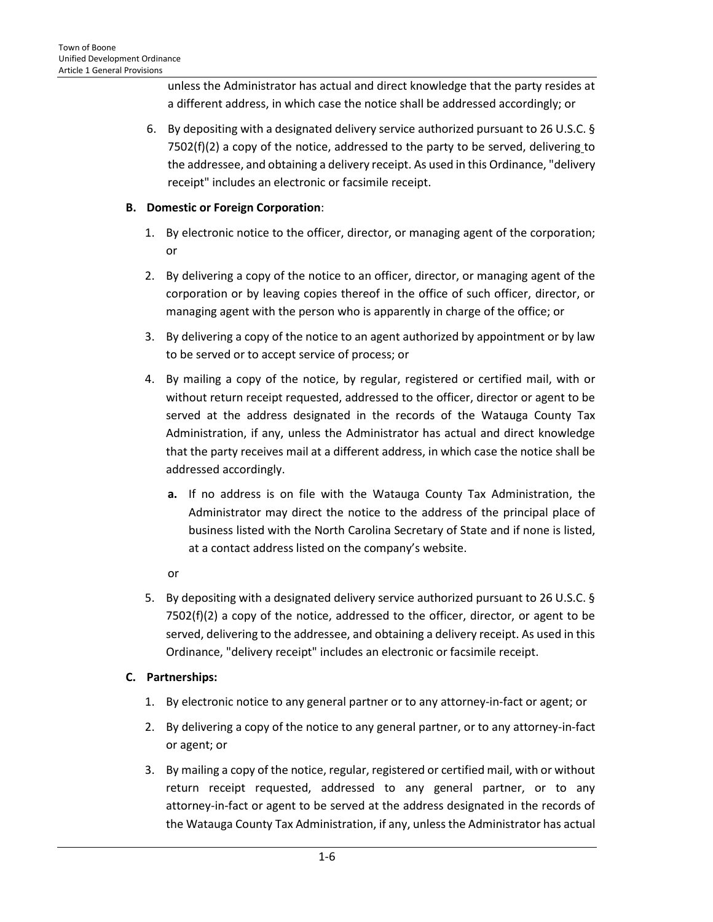unless the Administrator has actual and direct knowledge that the party resides at a different address, in which case the notice shall be addressed accordingly; or

6. By depositing with a designated delivery service authorized pursuant to 26 U.S.C. § 7502(f)(2) a copy of the notice, addressed to the party to be served, delivering to the addressee, and obtaining a delivery receipt. As used in this Ordinance, "delivery receipt" includes an electronic or facsimile receipt.

**B. Domestic or Foreign Corporation**:

1. By electronic notice to the officer, director, or managing agent of the corporation; or
2. By delivering a copy of the notice to an officer, director, or managing agent of the corporation or by leaving copies thereof in the office of such officer, director, or managing agent with the person who is apparently in charge of the office; or
3. By delivering a copy of the notice to an agent authorized by appointment or by law to be served or to accept service of process; or
4. By mailing a copy of the notice, by regular, registered or certified mail, with or without return receipt requested, addressed to the officer, director or agent to be served at the address designated in the records of the Watauga County Tax Administration, if any, unless the Administrator has actual and direct knowledge that the party receives mail at a different address, in which case the notice shall be addressed accordingly.
   - **a.** If no address is on file with the Watauga County Tax Administration, the Administrator may direct the notice to the address of the principal place of business listed with the North Carolina Secretary of State and if none is listed, at a contact address listed on the company's website.

   or
5. By depositing with a designated delivery service authorized pursuant to 26 U.S.C. § 7502(f)(2) a copy of the notice, addressed to the officer, director, or agent to be served, delivering to the addressee, and obtaining a delivery receipt. As used in this Ordinance, "delivery receipt" includes an electronic or facsimile receipt.

**C. Partnerships:**

1. By electronic notice to any general partner or to any attorney-in-fact or agent; or
2. By delivering a copy of the notice to any general partner, or to any attorney-in-fact or agent; or
3. By mailing a copy of the notice, regular, registered or certified mail, with or without return receipt requested, addressed to any general partner, or to any attorney-in-fact or agent to be served at the address designated in the records of the Watauga County Tax Administration, if any, unless the Administrator has actual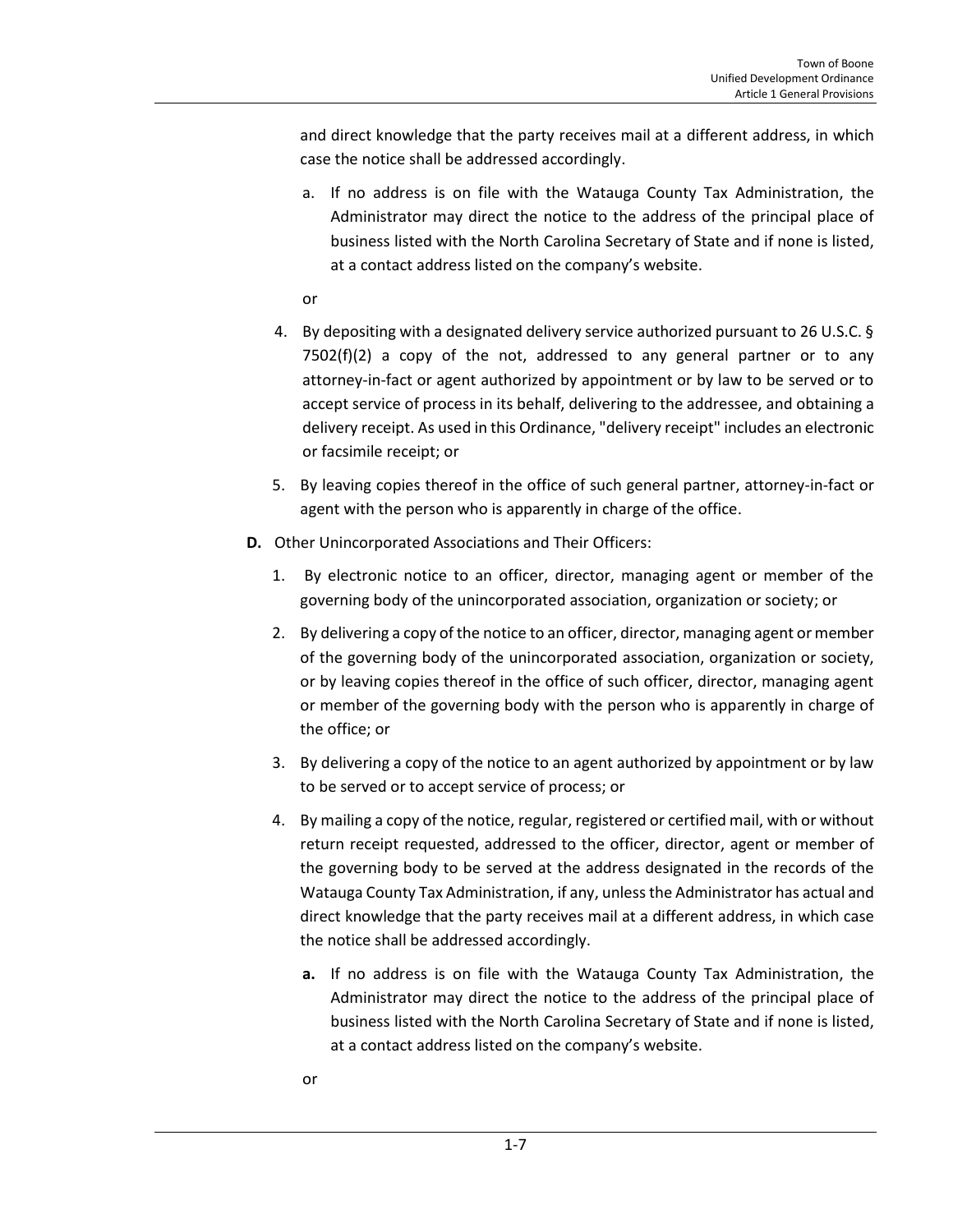and direct knowledge that the party receives mail at a different address, in which case the notice shall be addressed accordingly.

a. If no address is on file with the Watauga County Tax Administration, the Administrator may direct the notice to the address of the principal place of business listed with the North Carolina Secretary of State and if none is listed, at a contact address listed on the company's website.

or

4. By depositing with a designated delivery service authorized pursuant to 26 U.S.C. § 7502(f)(2) a copy of the not, addressed to any general partner or to any attorney-in-fact or agent authorized by appointment or by law to be served or to accept service of process in its behalf, delivering to the addressee, and obtaining a delivery receipt. As used in this Ordinance, "delivery receipt" includes an electronic or facsimile receipt; or
5. By leaving copies thereof in the office of such general partner, attorney-in-fact or agent with the person who is apparently in charge of the office.

**D.** Other Unincorporated Associations and Their Officers:

1. By electronic notice to an officer, director, managing agent or member of the governing body of the unincorporated association, organization or society; or
2. By delivering a copy of the notice to an officer, director, managing agent or member of the governing body of the unincorporated association, organization or society, or by leaving copies thereof in the office of such officer, director, managing agent or member of the governing body with the person who is apparently in charge of the office; or
3. By delivering a copy of the notice to an agent authorized by appointment or by law to be served or to accept service of process; or
4. By mailing a copy of the notice, regular, registered or certified mail, with or without return receipt requested, addressed to the officer, director, agent or member of the governing body to be served at the address designated in the records of the Watauga County Tax Administration, if any, unless the Administrator has actual and direct knowledge that the party receives mail at a different address, in which case the notice shall be addressed accordingly.

    **a.** If no address is on file with the Watauga County Tax Administration, the Administrator may direct the notice to the address of the principal place of business listed with the North Carolina Secretary of State and if none is listed, at a contact address listed on the company's website.

    or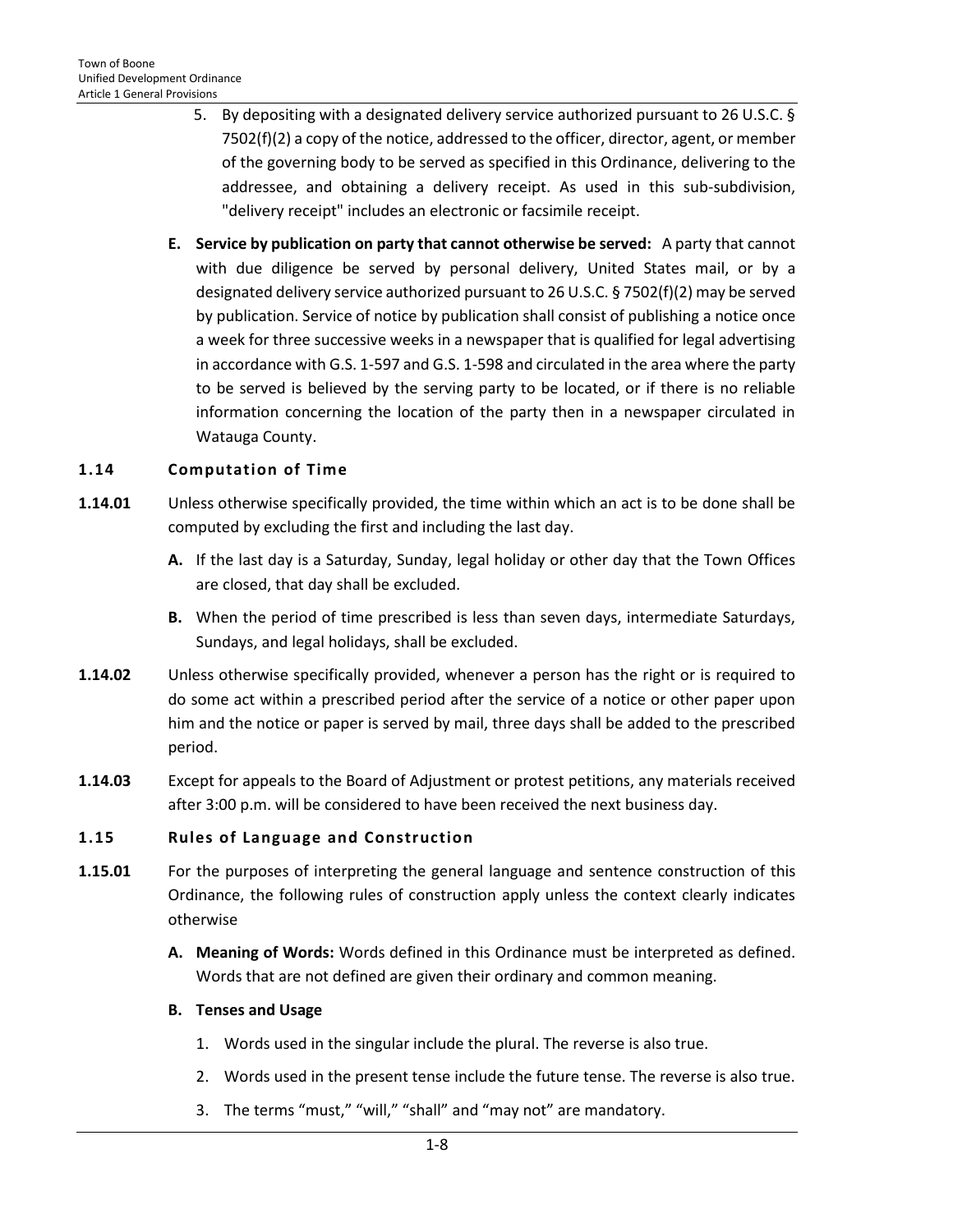5. By depositing with a designated delivery service authorized pursuant to 26 U.S.C. § 7502(f)(2) a copy of the notice, addressed to the officer, director, agent, or member of the governing body to be served as specified in this Ordinance, delivering to the addressee, and obtaining a delivery receipt. As used in this sub-subdivision, "delivery receipt" includes an electronic or facsimile receipt.

**E. Service by publication on party that cannot otherwise be served:** A party that cannot with due diligence be served by personal delivery, United States mail, or by a designated delivery service authorized pursuant to 26 U.S.C. § 7502(f)(2) may be served by publication. Service of notice by publication shall consist of publishing a notice once a week for three successive weeks in a newspaper that is qualified for legal advertising in accordance with G.S. 1-597 and G.S. 1-598 and circulated in the area where the party to be served is believed by the serving party to be located, or if there is no reliable information concerning the location of the party then in a newspaper circulated in Watauga County.

## 1.14 Computation of Time

**1.14.01** Unless otherwise specifically provided, the time within which an act is to be done shall be computed by excluding the first and including the last day.

**A.** If the last day is a Saturday, Sunday, legal holiday or other day that the Town Offices are closed, that day shall be excluded.

**B.** When the period of time prescribed is less than seven days, intermediate Saturdays, Sundays, and legal holidays, shall be excluded.

**1.14.02** Unless otherwise specifically provided, whenever a person has the right or is required to do some act within a prescribed period after the service of a notice or other paper upon him and the notice or paper is served by mail, three days shall be added to the prescribed period.

**1.14.03** Except for appeals to the Board of Adjustment or protest petitions, any materials received after 3:00 p.m. will be considered to have been received the next business day.

## 1.15 Rules of Language and Construction

**1.15.01** For the purposes of interpreting the general language and sentence construction of this Ordinance, the following rules of construction apply unless the context clearly indicates otherwise

**A. Meaning of Words:** Words defined in this Ordinance must be interpreted as defined. Words that are not defined are given their ordinary and common meaning.

**B. Tenses and Usage**

1. Words used in the singular include the plural. The reverse is also true.
2. Words used in the present tense include the future tense. The reverse is also true.
3. The terms "must," "will," "shall" and "may not" are mandatory.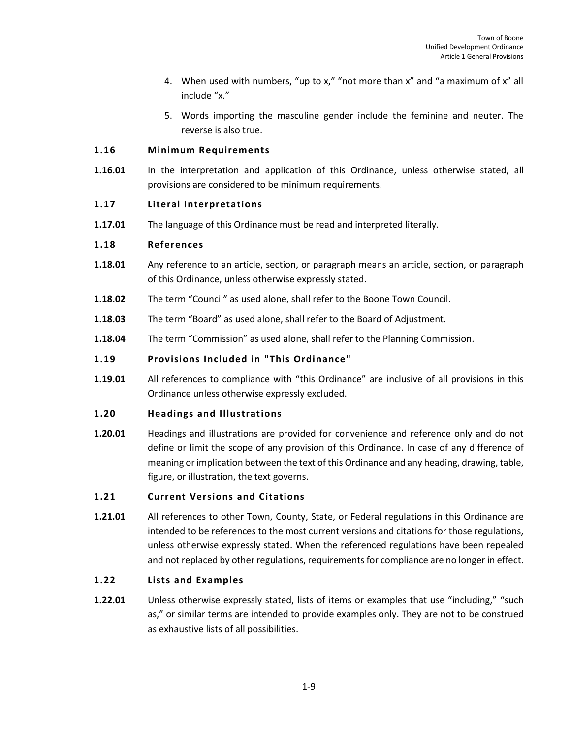4. When used with numbers, “up to x,” “not more than x” and “a maximum of x” all include “x.”
5. Words importing the masculine gender include the feminine and neuter. The reverse is also true.

## 1.16 Minimum Requirements

**1.16.01** In the interpretation and application of this Ordinance, unless otherwise stated, all provisions are considered to be minimum requirements.

## 1.17 Literal Interpretations

**1.17.01** The language of this Ordinance must be read and interpreted literally.

## 1.18 References

**1.18.01** Any reference to an article, section, or paragraph means an article, section, or paragraph of this Ordinance, unless otherwise expressly stated.

**1.18.02** The term “Council” as used alone, shall refer to the Boone Town Council.

**1.18.03** The term “Board” as used alone, shall refer to the Board of Adjustment.

**1.18.04** The term “Commission” as used alone, shall refer to the Planning Commission.

## 1.19 Provisions Included in "This Ordinance"

**1.19.01** All references to compliance with “this Ordinance” are inclusive of all provisions in this Ordinance unless otherwise expressly excluded.

## 1.20 Headings and Illustrations

**1.20.01** Headings and illustrations are provided for convenience and reference only and do not define or limit the scope of any provision of this Ordinance. In case of any difference of meaning or implication between the text of this Ordinance and any heading, drawing, table, figure, or illustration, the text governs.

## 1.21 Current Versions and Citations

**1.21.01** All references to other Town, County, State, or Federal regulations in this Ordinance are intended to be references to the most current versions and citations for those regulations, unless otherwise expressly stated. When the referenced regulations have been repealed and not replaced by other regulations, requirements for compliance are no longer in effect.

## 1.22 Lists and Examples

**1.22.01** Unless otherwise expressly stated, lists of items or examples that use “including,” “such as,” or similar terms are intended to provide examples only. They are not to be construed as exhaustive lists of all possibilities.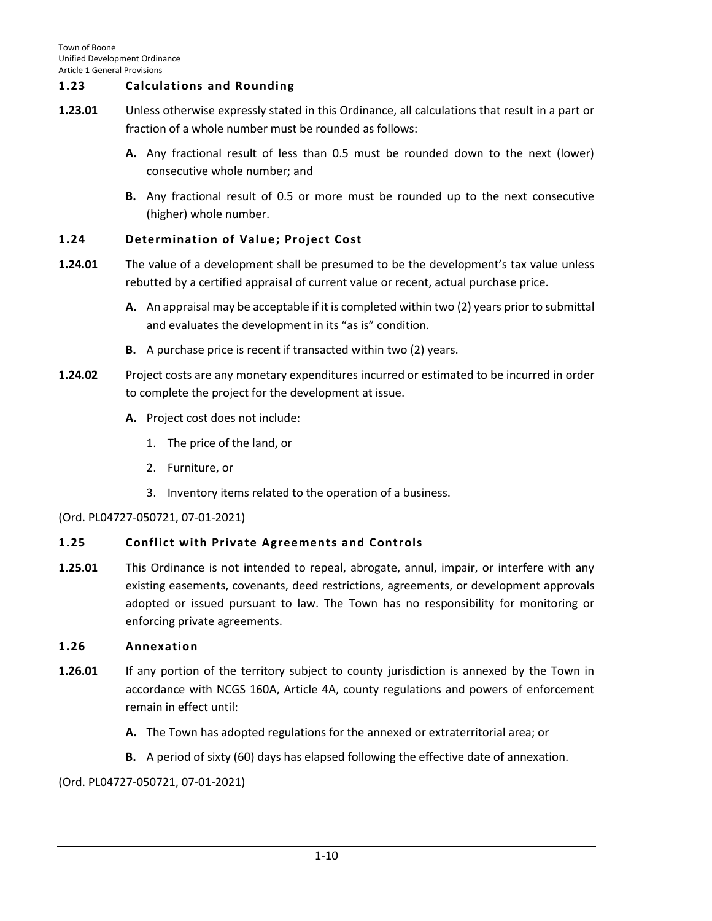## 1.23 Calculations and Rounding

**1.23.01** Unless otherwise expressly stated in this Ordinance, all calculations that result in a part or fraction of a whole number must be rounded as follows:

- **A.** Any fractional result of less than 0.5 must be rounded down to the next (lower) consecutive whole number; and
- **B.** Any fractional result of 0.5 or more must be rounded up to the next consecutive (higher) whole number.

## 1.24 Determination of Value; Project Cost

**1.24.01** The value of a development shall be presumed to be the development's tax value unless rebutted by a certified appraisal of current value or recent, actual purchase price.

- **A.** An appraisal may be acceptable if it is completed within two (2) years prior to submittal and evaluates the development in its "as is" condition.
- **B.** A purchase price is recent if transacted within two (2) years.

**1.24.02** Project costs are any monetary expenditures incurred or estimated to be incurred in order to complete the project for the development at issue.

- **A.** Project cost does not include:
  1. The price of the land, or
  2. Furniture, or
  3. Inventory items related to the operation of a business.

(Ord. PL04727-050721, 07-01-2021)

## 1.25 Conflict with Private Agreements and Controls

**1.25.01** This Ordinance is not intended to repeal, abrogate, annul, impair, or interfere with any existing easements, covenants, deed restrictions, agreements, or development approvals adopted or issued pursuant to law. The Town has no responsibility for monitoring or enforcing private agreements.

## 1.26 Annexation

**1.26.01** If any portion of the territory subject to county jurisdiction is annexed by the Town in accordance with NCGS 160A, Article 4A, county regulations and powers of enforcement remain in effect until:

- **A.** The Town has adopted regulations for the annexed or extraterritorial area; or
- **B.** A period of sixty (60) days has elapsed following the effective date of annexation.

(Ord. PL04727-050721, 07-01-2021)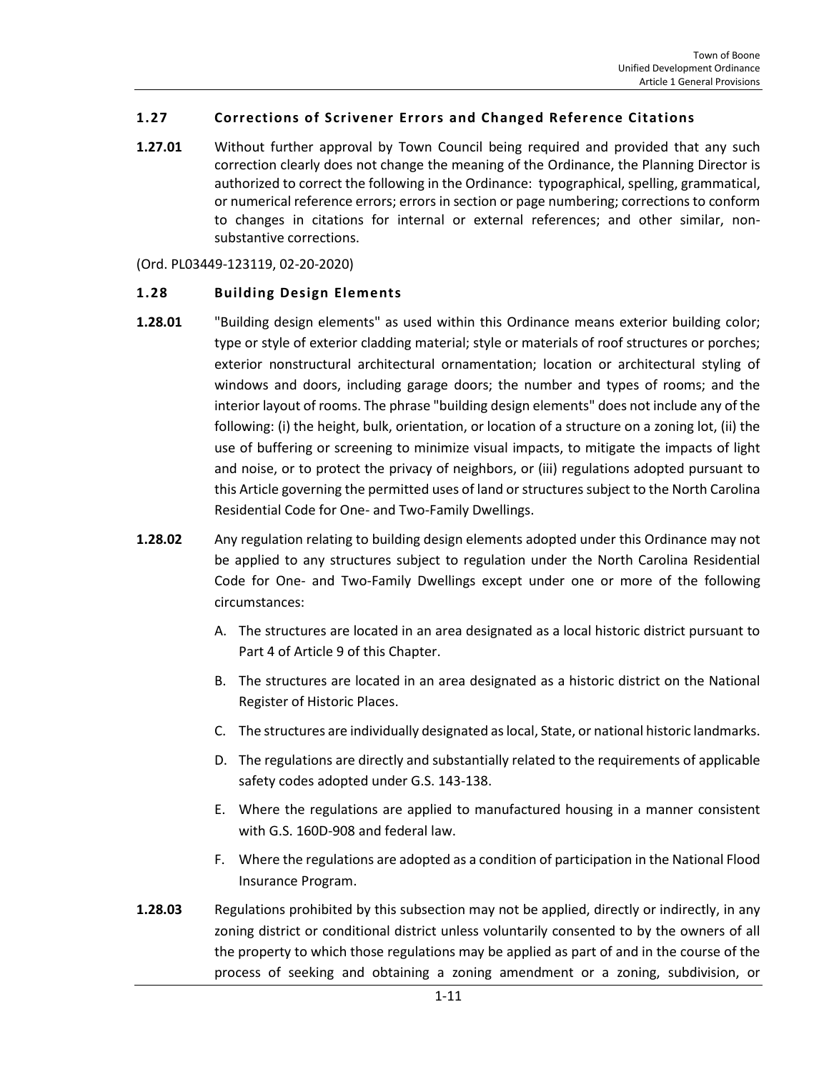## 1.27 Corrections of Scrivener Errors and Changed Reference Citations

**1.27.01** Without further approval by Town Council being required and provided that any such correction clearly does not change the meaning of the Ordinance, the Planning Director is authorized to correct the following in the Ordinance: typographical, spelling, grammatical, or numerical reference errors; errors in section or page numbering; corrections to conform to changes in citations for internal or external references; and other similar, non-substantive corrections.

(Ord. PL03449-123119, 02-20-2020)

## 1.28 Building Design Elements

**1.28.01** "Building design elements" as used within this Ordinance means exterior building color; type or style of exterior cladding material; style or materials of roof structures or porches; exterior nonstructural architectural ornamentation; location or architectural styling of windows and doors, including garage doors; the number and types of rooms; and the interior layout of rooms. The phrase "building design elements" does not include any of the following: (i) the height, bulk, orientation, or location of a structure on a zoning lot, (ii) the use of buffering or screening to minimize visual impacts, to mitigate the impacts of light and noise, or to protect the privacy of neighbors, or (iii) regulations adopted pursuant to this Article governing the permitted uses of land or structures subject to the North Carolina Residential Code for One- and Two-Family Dwellings.

**1.28.02** Any regulation relating to building design elements adopted under this Ordinance may not be applied to any structures subject to regulation under the North Carolina Residential Code for One- and Two-Family Dwellings except under one or more of the following circumstances:

A. The structures are located in an area designated as a local historic district pursuant to Part 4 of Article 9 of this Chapter.

B. The structures are located in an area designated as a historic district on the National Register of Historic Places.

C. The structures are individually designated as local, State, or national historic landmarks.

D. The regulations are directly and substantially related to the requirements of applicable safety codes adopted under G.S. 143-138.

E. Where the regulations are applied to manufactured housing in a manner consistent with G.S. 160D-908 and federal law.

F. Where the regulations are adopted as a condition of participation in the National Flood Insurance Program.

**1.28.03** Regulations prohibited by this subsection may not be applied, directly or indirectly, in any zoning district or conditional district unless voluntarily consented to by the owners of all the property to which those regulations may be applied as part of and in the course of the process of seeking and obtaining a zoning amendment or a zoning, subdivision, or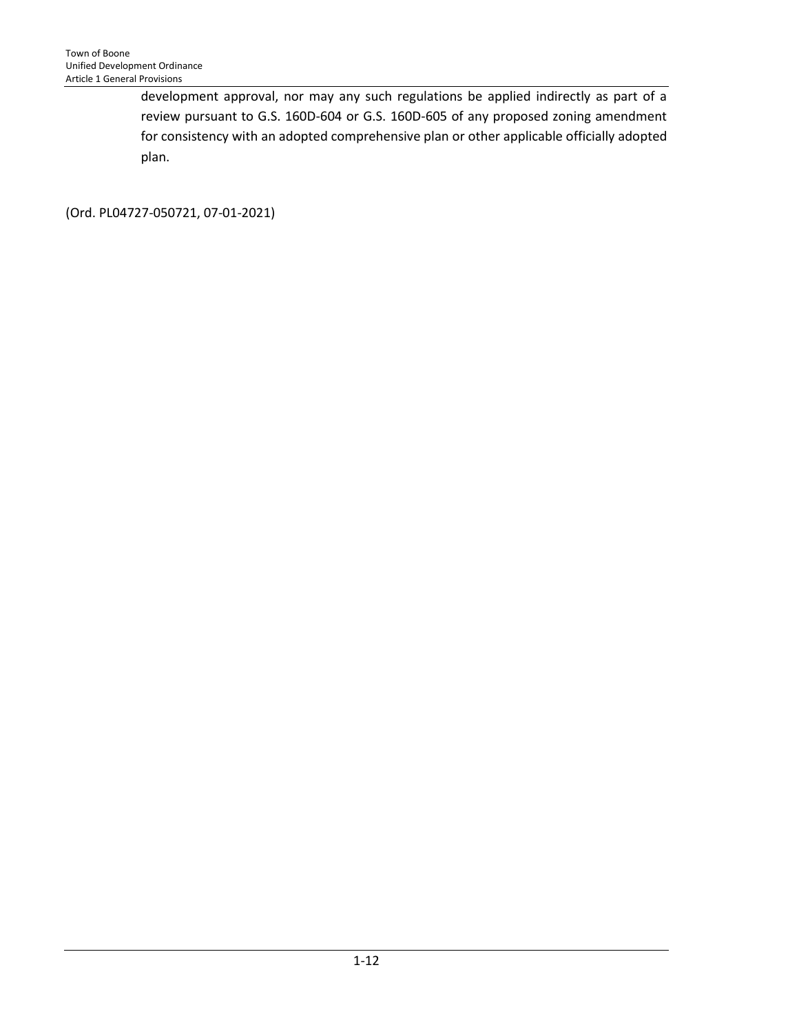development approval, nor may any such regulations be applied indirectly as part of a review pursuant to G.S. 160D-604 or G.S. 160D-605 of any proposed zoning amendment for consistency with an adopted comprehensive plan or other applicable officially adopted plan.

(Ord. PL04727-050721, 07-01-2021)